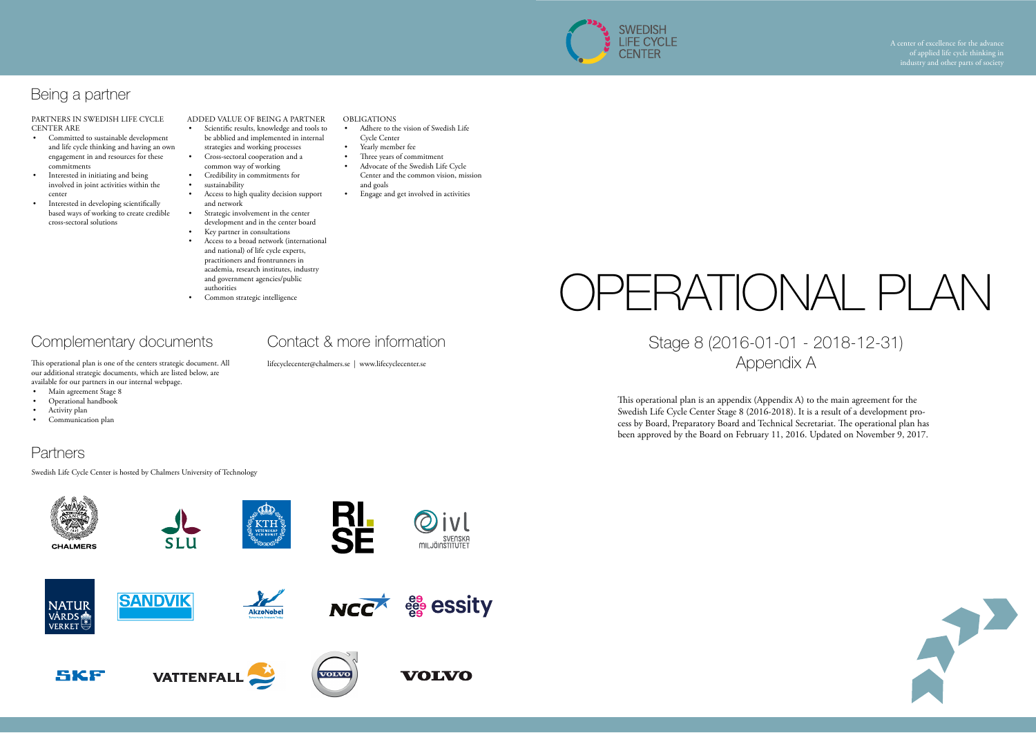# OPERATIONAL PLAN

## Stage 8 (2016-01-01 - 2018-12-31)
## Appendix A

This operational plan is an appendix (Appendix A) to the main agreement for the Swedish Life Cycle Center Stage 8 (2016-2018). It is a result of a development process by Board, Preparatory Board and Technical Secretariat. The operational plan has been approved by the Board on February 11, 2016. Updated on November 9, 2017.

SWEDISH LIFE CYCLE CENTER

A center of excellence for the advance of applied life cycle thinking in industry and other parts of society

## Being a partner

PARTNERS IN SWEDISH LIFE CYCLE CENTER ARE

- Committed to sustainable development and life cycle thinking and having an own engagement in and resources for these commitments
- Interested in initiating and being involved in joint activities within the center
- Interested in developing scientifically based ways of working to create credible cross-sectoral solutions

ADDED VALUE OF BEING A PARTNER

- Scientific results, knowledge and tools to be abblied and implemented in internal strategies and working processes
- Cross-sectoral cooperation and a common way of working
- Credibility in commitments for
- sustainability
- Access to high quality decision support and network
- Strategic involvement in the center development and in the center board
- Key partner in consultations
- Access to a broad network (international and national) of life cycle experts, practitioners and frontrunners in academia, research institutes, industry and government agencies/public authorities
- Common strategic intelligence

OBLIGATIONS

- Adhere to the vision of Swedish Life Cycle Center
- Yearly member fee
- Three years of commitment
- Advocate of the Swedish Life Cycle Center and the common vision, mission and goals
- Engage and get involved in activities

## Complementary documents

This operational plan is one of the centers strategic document. All our additional strategic documents, which are listed below, are available for our partners in our internal webpage.

- Main agreement Stage 8
- Operational handbook
- Activity plan
- Communication plan

## Contact & more information

lifecyclecenter@chalmers.se | www.lifecyclecenter.se

## Partners

Swedish Life Cycle Center is hosted by Chalmers University of Technology

CHALMERS, SLU, KTH, RISE, IVL Svenska Miljöinstitutet, Naturvårdsverket, Sandvik, AkzoNobel, NCC, Essity, SKF, Vattenfall, Volvo, Volvo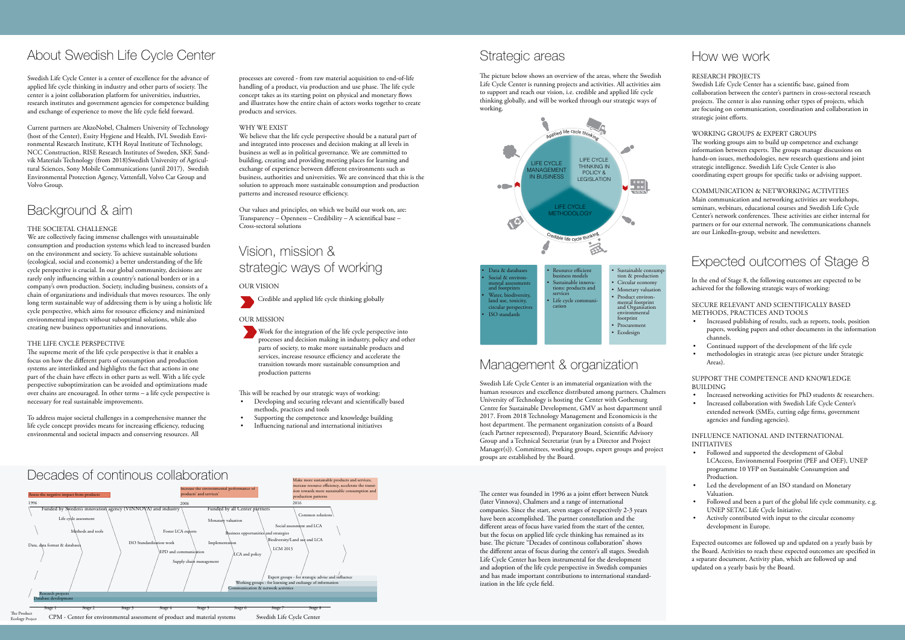# About Swedish Life Cycle Center

Swedish Life Cycle Center is a center of excellence for the advance of applied life cycle thinking in industry and other parts of society. The center is a joint collaboration platform for universities, industries, research institutes and government agencies for competence building and exchange of experience to move the life cycle field forward.

Current partners are AkzoNobel, Chalmers University of Technology (host of the Center), Essity Hygiene and Health, IVL Swedish Environmental Research Institute, KTH Royal Institute of Technology, NCC Construction, RISE Research Institutes of Sweden, SKF, Sandvik Materials Technology (from 2018)Swedish University of Agricultural Sciences, Sony Mobile Communications (until 2017), Swedish Environmental Protection Agency, Vattenfall, Volvo Car Group and Volvo Group.

# Background & aim

THE SOCIETAL CHALLENGE

We are collectively facing immense challenges with unsustainable consumption and production systems which lead to increased burden on the environment and society. To achieve sustainable solutions (ecological, social and economic) a better understanding of the life cycle perspective is crucial. In our global community, decisions are rarely only influencing within a country's national borders or in a company's own production. Society, including business, consists of a chain of organizations and individuals that moves resources. The only long term sustainable way of addressing them is by using a holistic life cycle perspective, which aims for resource efficiency and minimized environmental impacts without suboptimal solutions, while also creating new business opportunities and innovations.

THE LIFE CYCLE PERSPECTIVE

The supreme merit of the life cycle perspective is that it enables a focus on how the different parts of consumption and production systems are interlinked and highlights the fact that actions in one part of the chain have effects in other parts as well. With a life cycle perspective suboptimization can be avoided and optimizations made over chains are encouraged. In other terms – a life cycle perspective is necessary for real sustainable improvements.

To address major societal challenges in a comprehensive manner the life cycle concept provides means for increasing efficiency, reducing environmental and societal impacts and conserving resources. All processes are covered - from raw material acquisition to end-of-life handling of a product, via production and use phase. The life cycle concept takes as its starting point on physical and monetary flows and illustrates how the entire chain of actors works together to create products and services.

WHY WE EXIST

We believe that the life cycle perspective should be a natural part of and integrated into processes and decision making at all levels in business as well as in political governance. We are committed to building, creating and providing meeting places for learning and exchange of experience between different environments such as business, authorities and universities. We are convinced that this is the solution to approach more sustainable consumption and production patterns and increased resource efficiency.

Our values and principles, on which we build our work on, are: Transparency – Openness – Credibility – A scientifical base – Cross-sectoral solutions

# Vision, mission & strategic ways of working

OUR VISION

Credible and applied life cycle thinking globally

OUR MISSION

Work for the integration of the life cycle perspective into processes and decision making in industry, policy and other parts of society, to make more sustainable products and services, increase resource efficiency and accelerate the transition towards more sustainable consumption and production patterns

This will be reached by our strategic ways of working:

- Developing and securing relevant and scientifically based methods, practices and tools
- Supporting the competence and knowledge building
- Influencing national and international initiatives

# Decades of continous collaboration

Assess the negative impact from products

Increase the environmental performance of products' and services'

Make more sustainable products and services, increase resource efficiency, accelerate the transition towards more sustainable consumption and production patterns

1996

2006

2016

Funded by Sweden's innovation agency (VINNOVA) and industry

Funded by all Center partners

Life cycle assessment

Methods and tools

Data, data format & database

ISO Standardization work

Foster LCA experts

EPD and communication

Supply chain management

Monetary valuation

Business opportunities and strategies

Implementation

LCA and policy

Common solutions

Social assessment and LCA

Biodiversity/Land use and LCA

LCM 2013

Expert groups - for strategic advise and influence

Working groups - for learning and exchange of information

Communication & network activities

Research projects

Database development

Stage 1 Stage 2 Stage 3 Stage 4 Stage 5 Stage 6 Stage 7 Stage 8

The Product Ecology Project

CPM - Center for environmental assessment of product and material systems

Swedish Life Cycle Center

# Strategic areas

The picture below shows an overview of the areas, where the Swedish Life Cycle Center is running projects and activities. All activities aim to support and reach our vision, i.e. credible and applied life cycle thinking globally, and will be worked through our strategic ways of working.

Applied life cycle thinking

LIFE CYCLE MANAGEMENT IN BUSINESS

LIFE CYCLE THINKING IN POLICY & LEGISLATION

LIFE CYCLE METHODOLOGY

Credible life cycle thinking

- Data & databases
- Social & environmental assessments and footprints
- Water, biodiversity, land use, toxicity, circular perspectives
- ISO standards

- Resource efficient business models
- Sustainable innovations: products and services
- Life cycle communication

- Sustainable consumption & production
- Circular economy
- Monetary valuation
- Product environmental footprint and Organisation environmental footprint
- Procurement
- Ecodesign

# Management & organization

Swedish Life Cycle Center is an immaterial organization with the human resources and excellence distributed among partners. Chalmers University of Technology is hosting the Center with Gothenurg Centre for Sustainable Development, GMV as host department until 2017. From 2018 Technology Management and Economicsis is the host department. The permanent organization consists of a Board (each Partner represented), Preparatory Board, Scientific Advisory Group and a Technical Secretariat (run by a Director and Project Manager(s)). Committees, working groups, expert groups and project groups are established by the Board.

The center was founded in 1996 as a joint effort between Nutek (later Vinnova), Chalmers and a range of international companies. Since the start, seven stages of respectively 2-3 years have been accomplished. The partner constellation and the different areas of focus have varied from the start of the center, but the focus on applied life cycle thinking has remained as its base. The picture "Decades of continous collaboration" shows the different areas of focus during the center's all stages. Swedish Life Cycle Center has been instrumental for the development and adoption of the life cycle perspective in Swedish companies and has made important contributions to international standardization in the life cycle field.

# How we work

RESEARCH PROJECTS

Swedish Life Cycle Center has a scientific base, gained from collaboration between the center's partners in cross-sectoral research projects. The center is also running other types of projects, which are focusing on communication, coordination and collaboration in strategic joint efforts.

WORKING GROUPS & EXPERT GROUPS

The working groups aim to build up competence and exchange information between experts. The groups manage discussions on hands-on issues, methodologies, new research questions and joint strategic intelligence. Swedish Life Cycle Center is also coordinating expert groups for specific tasks or advising support.

COMMUNICATION & NETWORKING ACTIVITIES

Main communication and networking activities are workshops, seminars, webinars, educational courses and Swedish Life Cycle Center's network conferences. These activities are either internal for partners or for our external network. The communications channels are our LinkedIn-group, website and newsletters.

# Expected outcomes of Stage 8

In the end of Stage 8, the following outcomes are expected to be achieved for the following strategic ways of working:

SECURE RELEVANT AND SCIENTIFICALLY BASED METHODS, PRACTICES AND TOOLS

- Increased publishing of results, such as reports, tools, position papers, working papers and other documents in the information channels.
- Continued support of the development of the life cycle
- methodologies in strategic areas (see picture under Strategic Areas).

SUPPORT THE COMPETENCE AND KNOWLEDGE BUILDING

- Increased networking activities for PhD students & researchers.
- Increased collaboration with Swedish Life Cycle Center's extended network (SMEs, cutting edge firms, government agencies and funding agencies).

INFLUENCE NATIONAL AND INTERNATIONAL INITIATIVES

- Followed and supported the development of Global LCAccess, Environmental Footprint (PEF and OEF), UNEP programme 10 YFP on Sustainable Consumption and Production.
- Led the development of an ISO standard on Monetary Valuation.
- Followed and been a part of the global life cycle community, e.g. UNEP SETAC Life Cycle Initiative.
- Actively contributed with input to the circular economy development in Europe.

Expected outcomes are followed up and updated on a yearly basis by the Board. Activities to reach these expected outcomes are specified in a separate document, Activity plan, which are followed up and updated on a yearly basis by the Board.